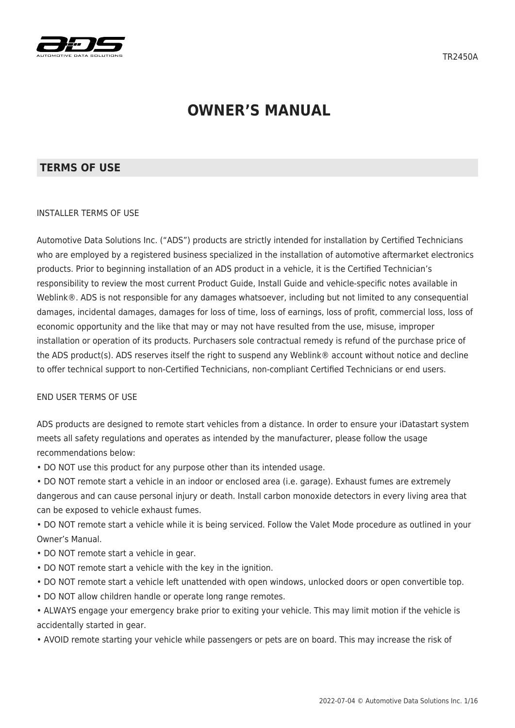TR2450A

# OWNER'S MANUAL

## TERMS OF USE

INSTALLER TERMS OF USE

Automotive Data Solutions Inc. ("ADS") products are strictly intended for installation by Certified Technicians who are employed by a registered business specialized in the installation of automotive aftermarket electronics products. Prior to beginning installation of an ADS product in a vehicle, it is the Certified Technician's responsibility to review the most current Product Guide, Install Guide and vehicle-specific notes available in Weblink®. ADS is not responsible for any damages whatsoever, including but not limited to any consequential damages, incidental damages, damages for loss of time, loss of earnings, loss of profit, commercial loss, loss of economic opportunity and the like that may or may not have resulted from the use, misuse, improper installation or operation of its products. Purchasers sole contractual remedy is refund of the purchase price of the ADS product(s). ADS reserves itself the right to suspend any Weblink® account without notice and decline to offer technical support to non-Certified Technicians, non-compliant Certified Technicians or end users.

END USER TERMS OF USE

ADS products are designed to remote start vehicles from a distance. In order to ensure your iDatastart system meets all safety regulations and operates as intended by the manufacturer, please follow the usage recommendations below:

- DO NOT use this product for any purpose other than its intended usage.
- DO NOT remote start a vehicle in an indoor or enclosed area (i.e. garage). Exhaust fumes are extremely dangerous and can cause personal injury or death. Install carbon monoxide detectors in every living area that can be exposed to vehicle exhaust fumes.
- DO NOT remote start a vehicle while it is being serviced. Follow the Valet Mode procedure as outlined in your Owner's Manual.
- DO NOT remote start a vehicle in gear.
- DO NOT remote start a vehicle with the key in the ignition.
- DO NOT remote start a vehicle left unattended with open windows, unlocked doors or open convertible top.
- DO NOT allow children handle or operate long range remotes.
- ALWAYS engage your emergency brake prior to exiting your vehicle. This may limit motion if the vehicle is accidentally started in gear.
- AVOID remote starting your vehicle while passengers or pets are on board. This may increase the risk of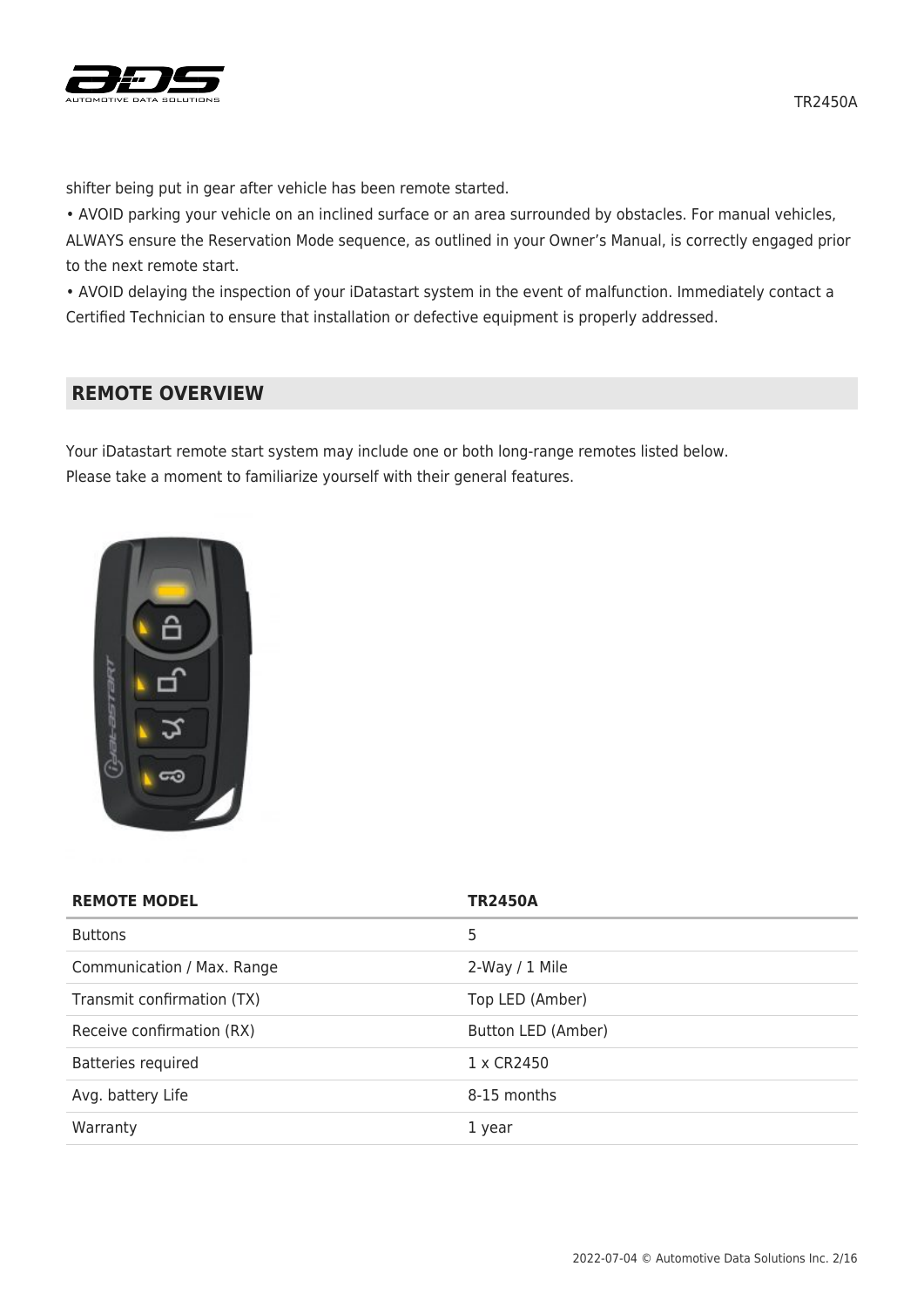shifter being put in gear after vehicle has been remote started.

• AVOID parking your vehicle on an inclined surface or an area surrounded by obstacles. For manual vehicles, ALWAYS ensure the Reservation Mode sequence, as outlined in your Owner's Manual, is correctly engaged prior to the next remote start.

• AVOID delaying the inspection of your iDatastart system in the event of malfunction. Immediately contact a Certified Technician to ensure that installation or defective equipment is properly addressed.

## REMOTE OVERVIEW

Your iDatastart remote start system may include one or both long-range remotes listed below.
Please take a moment to familiarize yourself with their general features.

| REMOTE MODEL | TR2450A |
| --- | --- |
| Buttons | 5 |
| Communication / Max. Range | 2-Way / 1 Mile |
| Transmit confirmation (TX) | Top LED (Amber) |
| Receive confirmation (RX) | Button LED (Amber) |
| Batteries required | 1 x CR2450 |
| Avg. battery Life | 8-15 months |
| Warranty | 1 year |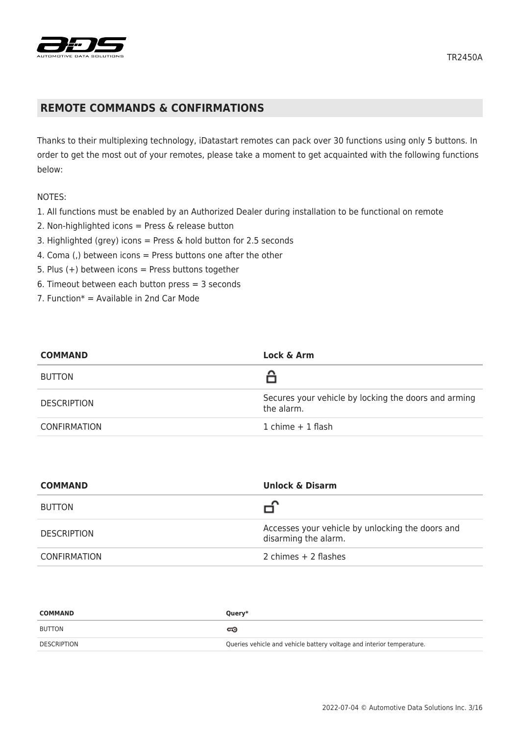## REMOTE COMMANDS & CONFIRMATIONS

Thanks to their multiplexing technology, iDatastart remotes can pack over 30 functions using only 5 buttons. In order to get the most out of your remotes, please take a moment to get acquainted with the following functions below:

NOTES:

1. All functions must be enabled by an Authorized Dealer during installation to be functional on remote
2. Non-highlighted icons = Press & release button
3. Highlighted (grey) icons = Press & hold button for 2.5 seconds
4. Coma (,) between icons = Press buttons one after the other
5. Plus (+) between icons = Press buttons together
6. Timeout between each button press = 3 seconds
7. Function* = Available in 2nd Car Mode

| COMMAND | Lock & Arm |
|---|---|
| BUTTON | 🔒 |
| DESCRIPTION | Secures your vehicle by locking the doors and arming the alarm. |
| CONFIRMATION | 1 chime + 1 flash |

| COMMAND | Unlock & Disarm |
|---|---|
| BUTTON | 🔓 |
| DESCRIPTION | Accesses your vehicle by unlocking the doors and disarming the alarm. |
| CONFIRMATION | 2 chimes + 2 flashes |

| COMMAND | Query* |
|---|---|
| BUTTON | 🔑 |
| DESCRIPTION | Queries vehicle and vehicle battery voltage and interior temperature. |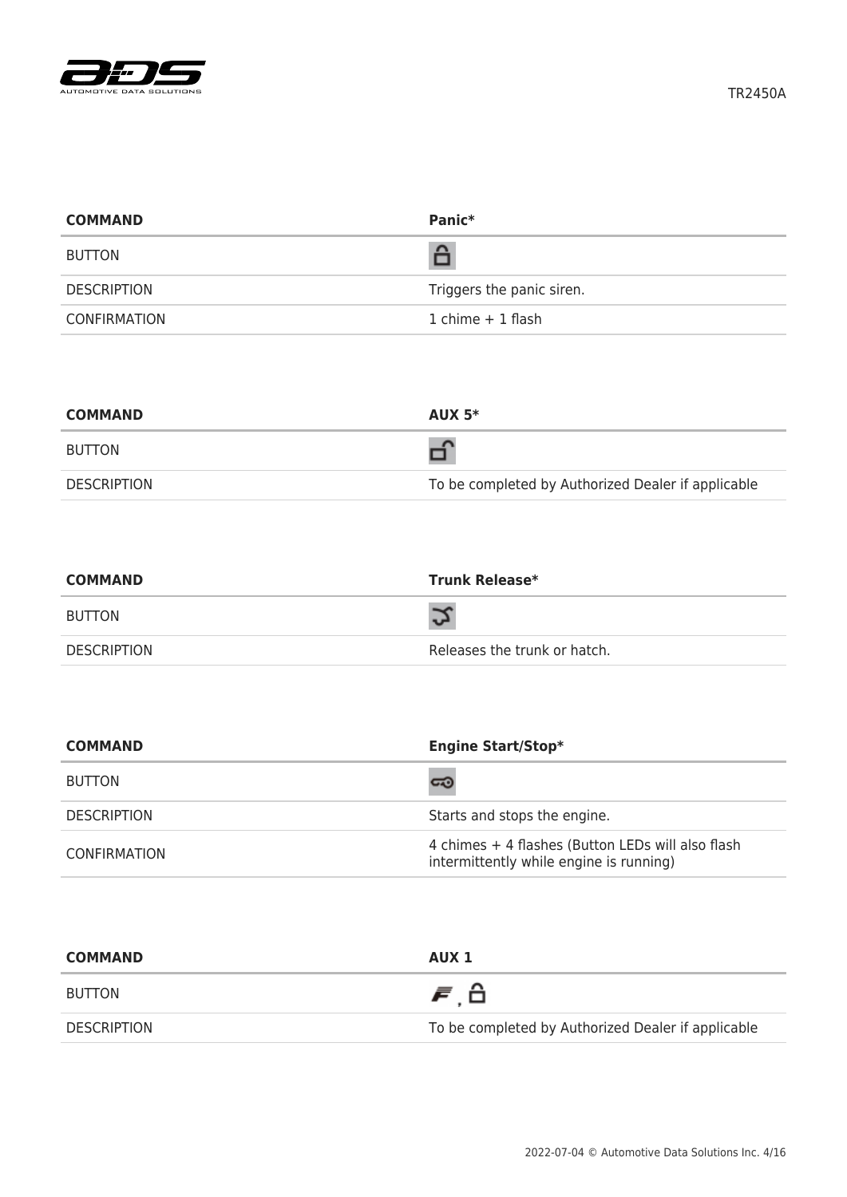| COMMAND | Panic* |
| --- | --- |
| BUTTON | |
| DESCRIPTION | Triggers the panic siren. |
| CONFIRMATION | 1 chime + 1 flash |

| COMMAND | AUX 5* |
| --- | --- |
| BUTTON | |
| DESCRIPTION | To be completed by Authorized Dealer if applicable |

| COMMAND | Trunk Release* |
| --- | --- |
| BUTTON | |
| DESCRIPTION | Releases the trunk or hatch. |

| COMMAND | Engine Start/Stop* |
| --- | --- |
| BUTTON | |
| DESCRIPTION | Starts and stops the engine. |
| CONFIRMATION | 4 chimes + 4 flashes (Button LEDs will also flash intermittently while engine is running) |

| COMMAND | AUX 1 |
| --- | --- |
| BUTTON | , |
| DESCRIPTION | To be completed by Authorized Dealer if applicable |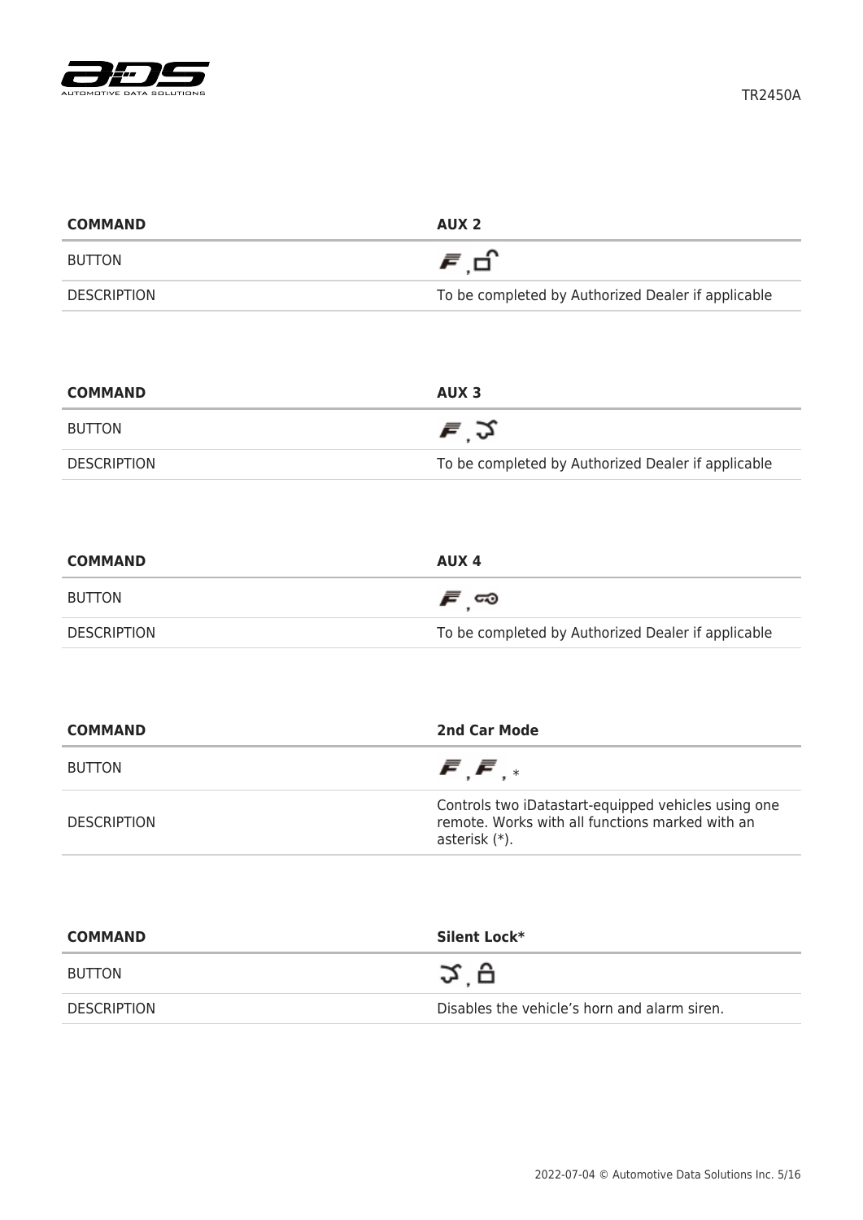| COMMAND | AUX 2 |
|---|---|
| BUTTON | F , 🔓 |
| DESCRIPTION | To be completed by Authorized Dealer if applicable |

| COMMAND | AUX 3 |
|---|---|
| BUTTON | F , (trunk) |
| DESCRIPTION | To be completed by Authorized Dealer if applicable |

| COMMAND | AUX 4 |
|---|---|
| BUTTON | F , (start) |
| DESCRIPTION | To be completed by Authorized Dealer if applicable |

| COMMAND | 2nd Car Mode |
|---|---|
| BUTTON | F , F , * |
| DESCRIPTION | Controls two iDatastart-equipped vehicles using one remote. Works with all functions marked with an asterisk (*). |

| COMMAND | Silent Lock* |
|---|---|
| BUTTON | (trunk) , 🔒 |
| DESCRIPTION | Disables the vehicle's horn and alarm siren. |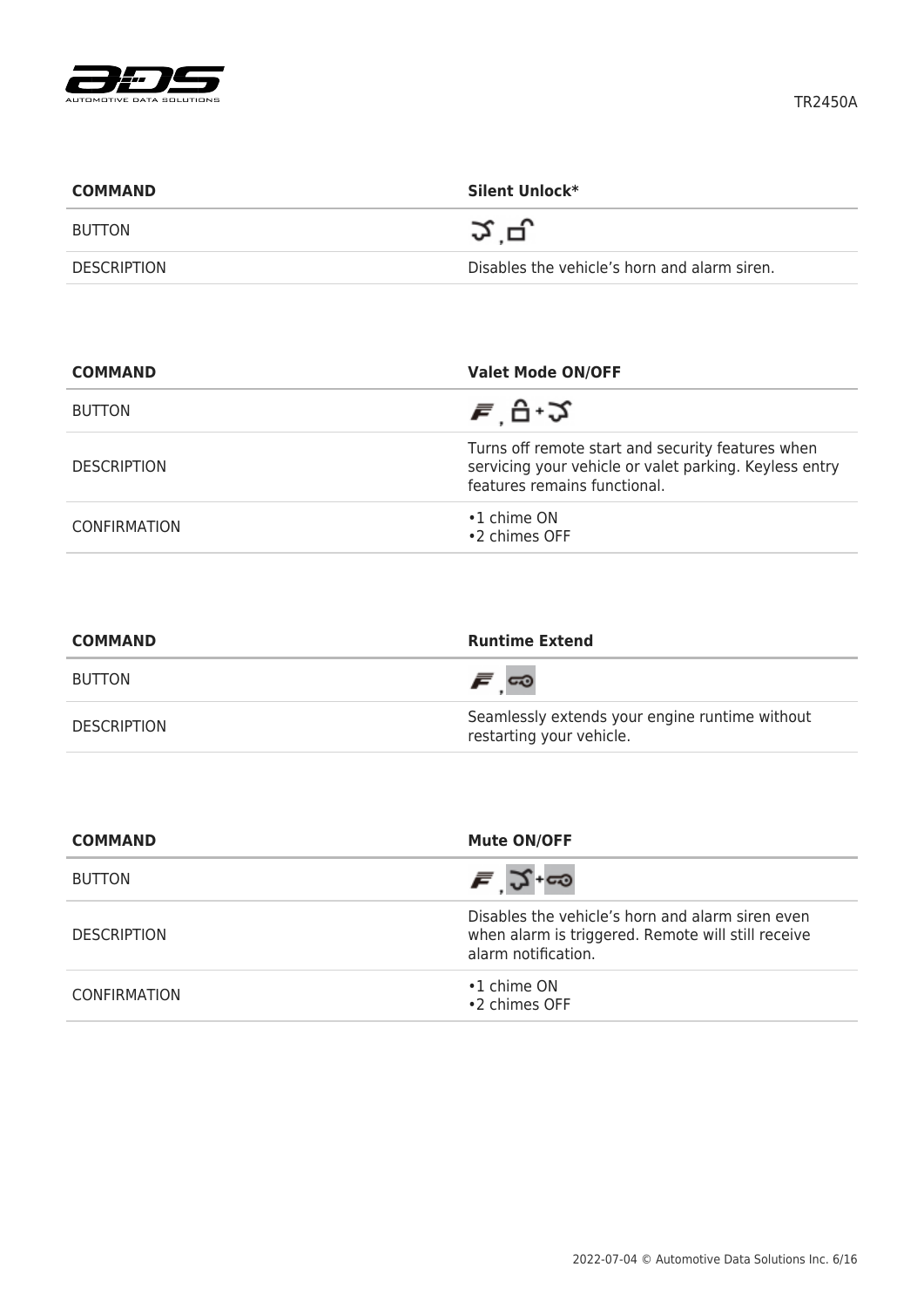| COMMAND | Silent Unlock* |
| --- | --- |
| BUTTON | , |
| DESCRIPTION | Disables the vehicle's horn and alarm siren. |

| COMMAND | Valet Mode ON/OFF |
| --- | --- |
| BUTTON | , + |
| DESCRIPTION | Turns off remote start and security features when servicing your vehicle or valet parking. Keyless entry features remains functional. |
| CONFIRMATION | •1 chime ON<br>•2 chimes OFF |

| COMMAND | Runtime Extend |
| --- | --- |
| BUTTON | , |
| DESCRIPTION | Seamlessly extends your engine runtime without restarting your vehicle. |

| COMMAND | Mute ON/OFF |
| --- | --- |
| BUTTON | , + |
| DESCRIPTION | Disables the vehicle's horn and alarm siren even when alarm is triggered. Remote will still receive alarm notification. |
| CONFIRMATION | •1 chime ON<br>•2 chimes OFF |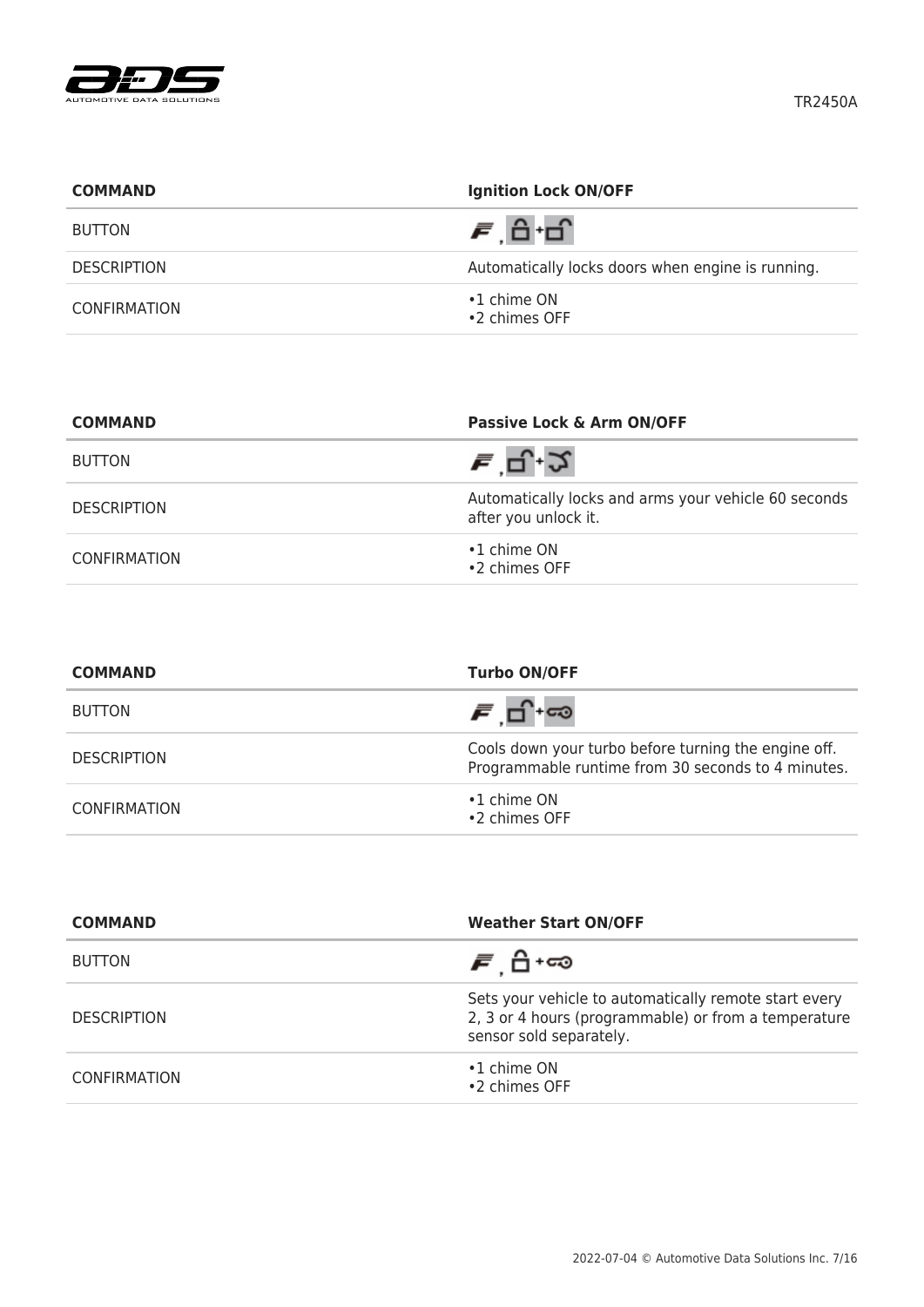| COMMAND | Ignition Lock ON/OFF |
| --- | --- |
| BUTTON | F , Lock + Unlock |
| DESCRIPTION | Automatically locks doors when engine is running. |
| CONFIRMATION | •1 chime ON<br>•2 chimes OFF |

| COMMAND | Passive Lock & Arm ON/OFF |
| --- | --- |
| BUTTON | F , Unlock + Trunk |
| DESCRIPTION | Automatically locks and arms your vehicle 60 seconds after you unlock it. |
| CONFIRMATION | •1 chime ON<br>•2 chimes OFF |

| COMMAND | Turbo ON/OFF |
| --- | --- |
| BUTTON | F , Unlock + Start |
| DESCRIPTION | Cools down your turbo before turning the engine off. Programmable runtime from 30 seconds to 4 minutes. |
| CONFIRMATION | •1 chime ON<br>•2 chimes OFF |

| COMMAND | Weather Start ON/OFF |
| --- | --- |
| BUTTON | F , Lock + Start |
| DESCRIPTION | Sets your vehicle to automatically remote start every 2, 3 or 4 hours (programmable) or from a temperature sensor sold separately. |
| CONFIRMATION | •1 chime ON<br>•2 chimes OFF |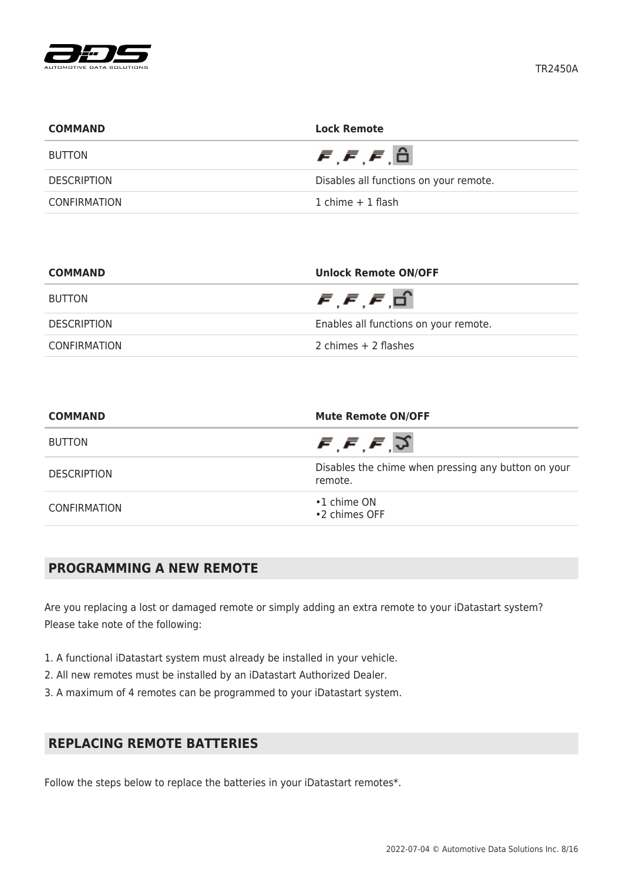| COMMAND | Lock Remote |
| --- | --- |
| BUTTON | F, F, F, 🔒 |
| DESCRIPTION | Disables all functions on your remote. |
| CONFIRMATION | 1 chime + 1 flash |

| COMMAND | Unlock Remote ON/OFF |
| --- | --- |
| BUTTON | F, F, F, 🔓 |
| DESCRIPTION | Enables all functions on your remote. |
| CONFIRMATION | 2 chimes + 2 flashes |

| COMMAND | Mute Remote ON/OFF |
| --- | --- |
| BUTTON | F, F, F, (trunk) |
| DESCRIPTION | Disables the chime when pressing any button on your remote. |
| CONFIRMATION | •1 chime ON<br>•2 chimes OFF |

## PROGRAMMING A NEW REMOTE

Are you replacing a lost or damaged remote or simply adding an extra remote to your iDatastart system? Please take note of the following:

1. A functional iDatastart system must already be installed in your vehicle.
2. All new remotes must be installed by an iDatastart Authorized Dealer.
3. A maximum of 4 remotes can be programmed to your iDatastart system.

## REPLACING REMOTE BATTERIES

Follow the steps below to replace the batteries in your iDatastart remotes*.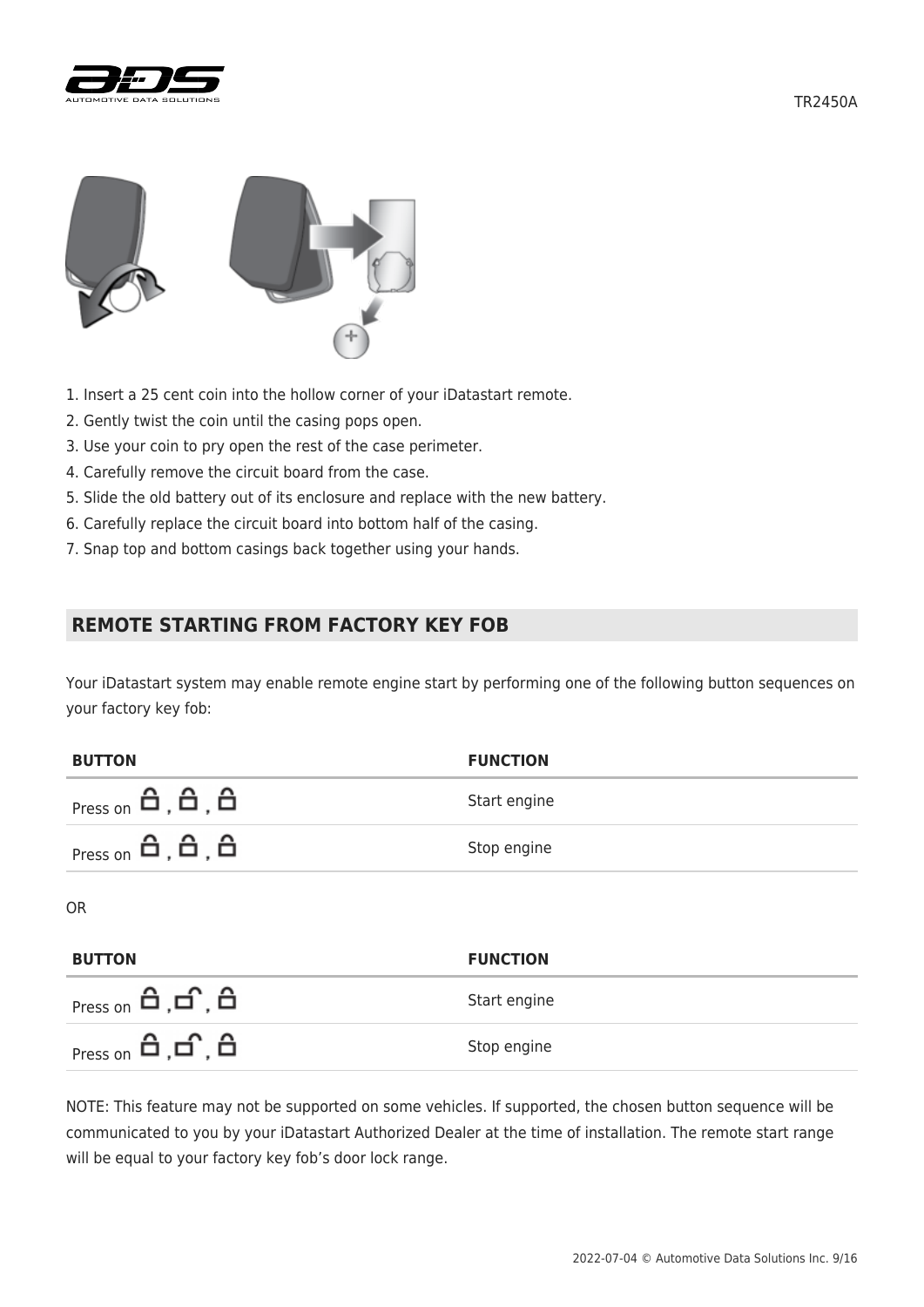1. Insert a 25 cent coin into the hollow corner of your iDatastart remote.
2. Gently twist the coin until the casing pops open.
3. Use your coin to pry open the rest of the case perimeter.
4. Carefully remove the circuit board from the case.
5. Slide the old battery out of its enclosure and replace with the new battery.
6. Carefully replace the circuit board into bottom half of the casing.
7. Snap top and bottom casings back together using your hands.

## REMOTE STARTING FROM FACTORY KEY FOB

Your iDatastart system may enable remote engine start by performing one of the following button sequences on your factory key fob:

| BUTTON | FUNCTION |
|---|---|
| Press on 🔒, 🔒, 🔒 | Start engine |
| Press on 🔒, 🔒, 🔒 | Stop engine |

OR

| BUTTON | FUNCTION |
|---|---|
| Press on 🔒, 🔓, 🔒 | Start engine |
| Press on 🔒, 🔓, 🔒 | Stop engine |

NOTE: This feature may not be supported on some vehicles. If supported, the chosen button sequence will be communicated to you by your iDatastart Authorized Dealer at the time of installation. The remote start range will be equal to your factory key fob's door lock range.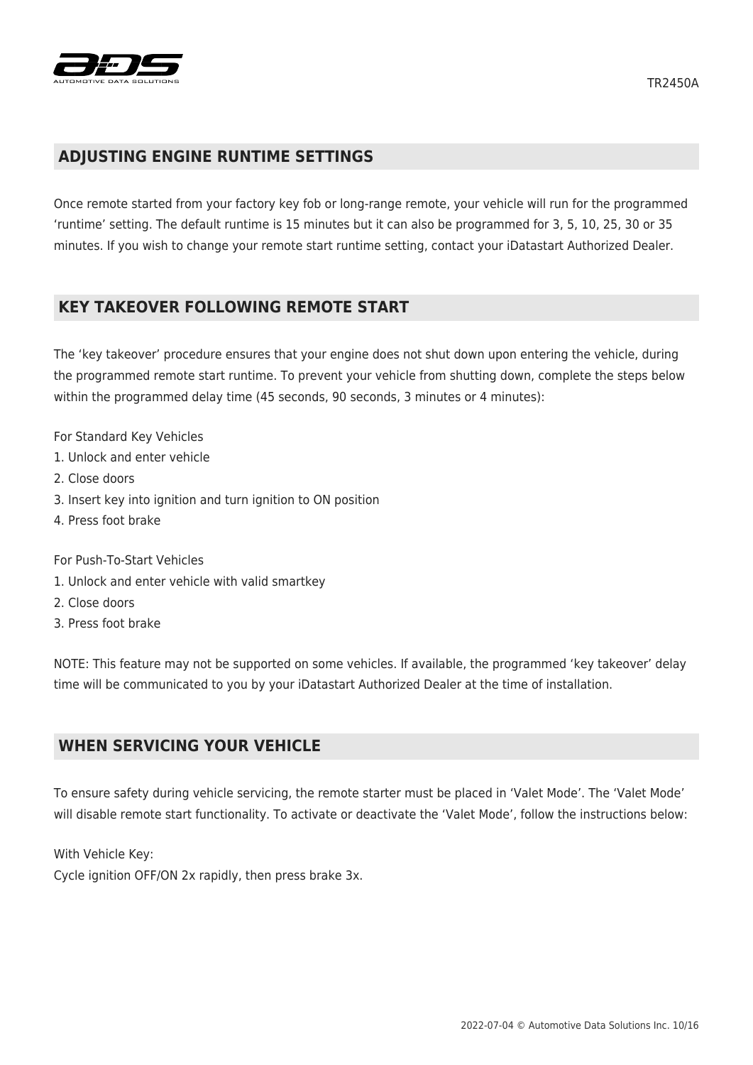## ADJUSTING ENGINE RUNTIME SETTINGS

Once remote started from your factory key fob or long-range remote, your vehicle will run for the programmed ‘runtime’ setting. The default runtime is 15 minutes but it can also be programmed for 3, 5, 10, 25, 30 or 35 minutes. If you wish to change your remote start runtime setting, contact your iDatastart Authorized Dealer.

## KEY TAKEOVER FOLLOWING REMOTE START

The ‘key takeover’ procedure ensures that your engine does not shut down upon entering the vehicle, during the programmed remote start runtime. To prevent your vehicle from shutting down, complete the steps below within the programmed delay time (45 seconds, 90 seconds, 3 minutes or 4 minutes):

For Standard Key Vehicles

1. Unlock and enter vehicle
2. Close doors
3. Insert key into ignition and turn ignition to ON position
4. Press foot brake

For Push-To-Start Vehicles

1. Unlock and enter vehicle with valid smartkey
2. Close doors
3. Press foot brake

NOTE: This feature may not be supported on some vehicles. If available, the programmed ‘key takeover’ delay time will be communicated to you by your iDatastart Authorized Dealer at the time of installation.

## WHEN SERVICING YOUR VEHICLE

To ensure safety during vehicle servicing, the remote starter must be placed in ‘Valet Mode’. The ‘Valet Mode’ will disable remote start functionality. To activate or deactivate the ‘Valet Mode’, follow the instructions below:

With Vehicle Key:
Cycle ignition OFF/ON 2x rapidly, then press brake 3x.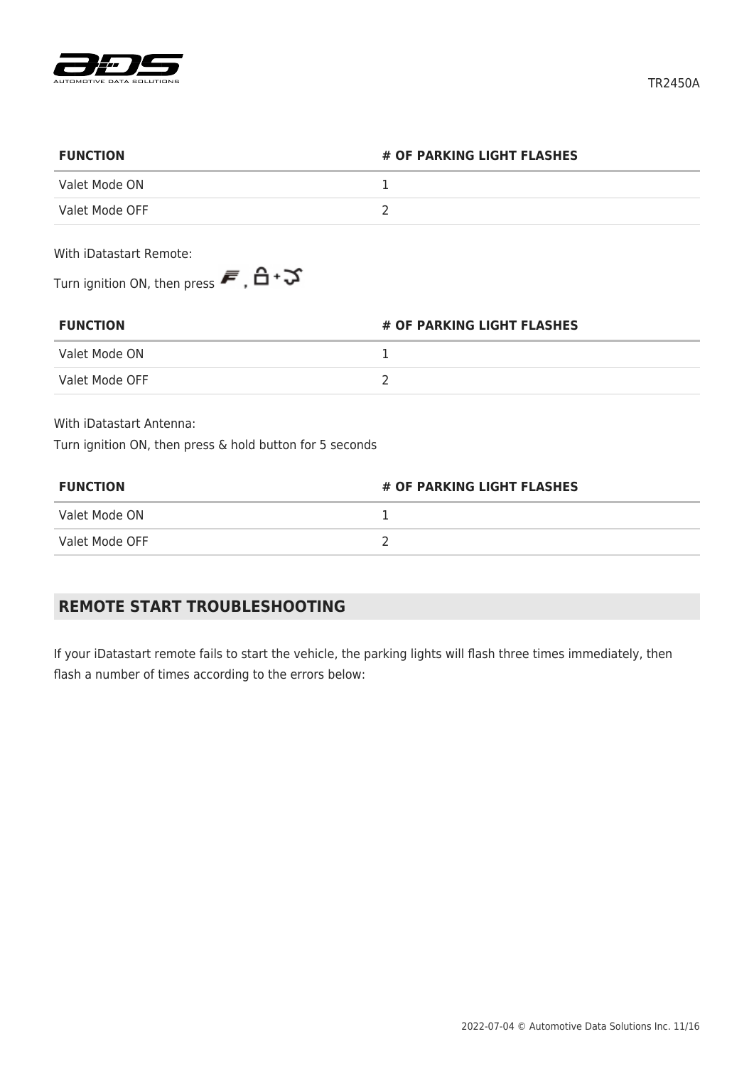| FUNCTION | # OF PARKING LIGHT FLASHES |
| --- | --- |
| Valet Mode ON | 1 |
| Valet Mode OFF | 2 |

With iDatastart Remote:

Turn ignition ON, then press F , 🔓 + 🔇

| FUNCTION | # OF PARKING LIGHT FLASHES |
| --- | --- |
| Valet Mode ON | 1 |
| Valet Mode OFF | 2 |

With iDatastart Antenna:

Turn ignition ON, then press & hold button for 5 seconds

| FUNCTION | # OF PARKING LIGHT FLASHES |
| --- | --- |
| Valet Mode ON | 1 |
| Valet Mode OFF | 2 |

## REMOTE START TROUBLESHOOTING

If your iDatastart remote fails to start the vehicle, the parking lights will flash three times immediately, then flash a number of times according to the errors below: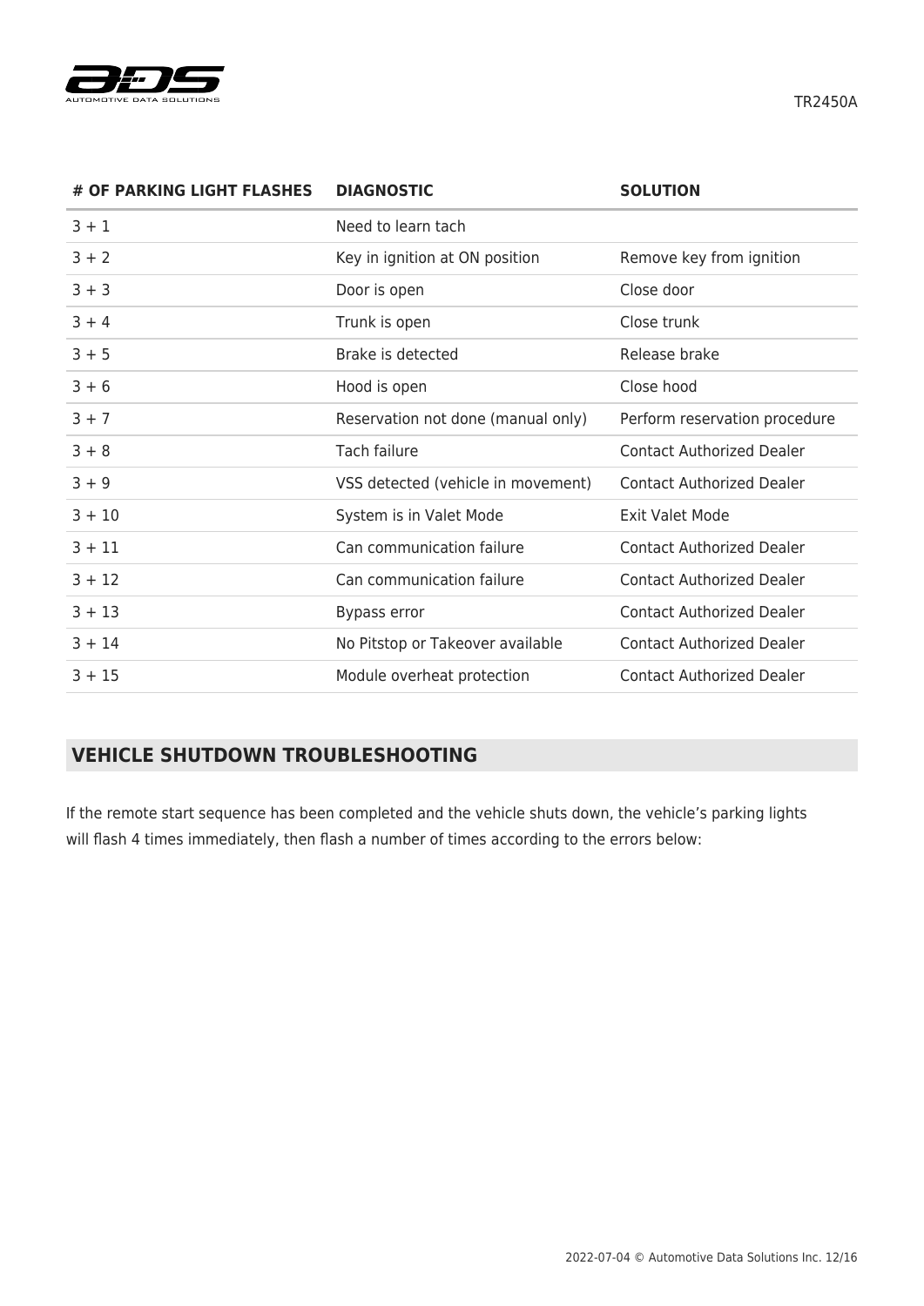| # OF PARKING LIGHT FLASHES | DIAGNOSTIC | SOLUTION |
| --- | --- | --- |
| 3 + 1 | Need to learn tach | |
| 3 + 2 | Key in ignition at ON position | Remove key from ignition |
| 3 + 3 | Door is open | Close door |
| 3 + 4 | Trunk is open | Close trunk |
| 3 + 5 | Brake is detected | Release brake |
| 3 + 6 | Hood is open | Close hood |
| 3 + 7 | Reservation not done (manual only) | Perform reservation procedure |
| 3 + 8 | Tach failure | Contact Authorized Dealer |
| 3 + 9 | VSS detected (vehicle in movement) | Contact Authorized Dealer |
| 3 + 10 | System is in Valet Mode | Exit Valet Mode |
| 3 + 11 | Can communication failure | Contact Authorized Dealer |
| 3 + 12 | Can communication failure | Contact Authorized Dealer |
| 3 + 13 | Bypass error | Contact Authorized Dealer |
| 3 + 14 | No Pitstop or Takeover available | Contact Authorized Dealer |
| 3 + 15 | Module overheat protection | Contact Authorized Dealer |

## VEHICLE SHUTDOWN TROUBLESHOOTING

If the remote start sequence has been completed and the vehicle shuts down, the vehicle's parking lights will flash 4 times immediately, then flash a number of times according to the errors below: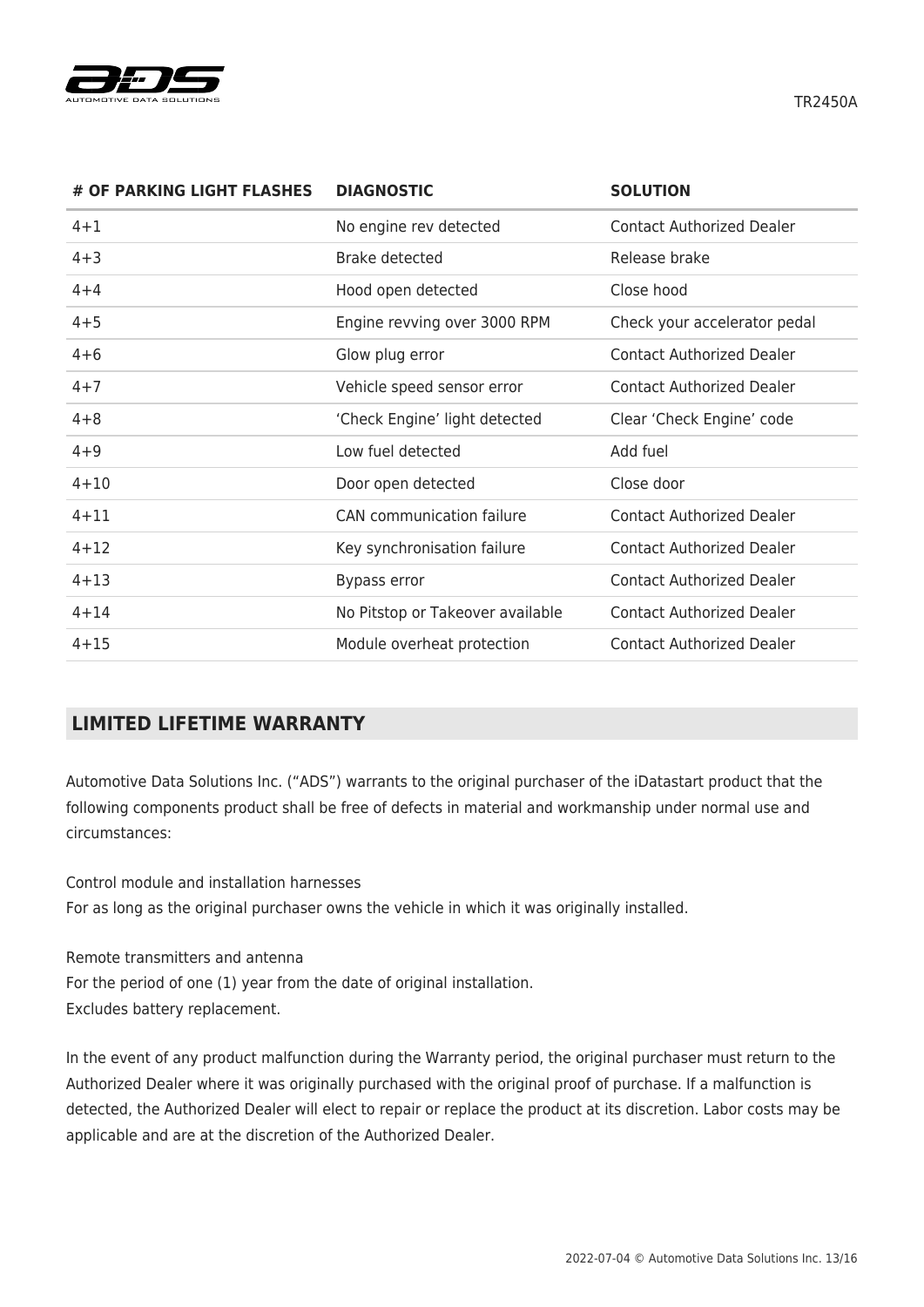| # OF PARKING LIGHT FLASHES | DIAGNOSTIC | SOLUTION |
|---|---|---|
| 4+1 | No engine rev detected | Contact Authorized Dealer |
| 4+3 | Brake detected | Release brake |
| 4+4 | Hood open detected | Close hood |
| 4+5 | Engine revving over 3000 RPM | Check your accelerator pedal |
| 4+6 | Glow plug error | Contact Authorized Dealer |
| 4+7 | Vehicle speed sensor error | Contact Authorized Dealer |
| 4+8 | 'Check Engine' light detected | Clear 'Check Engine' code |
| 4+9 | Low fuel detected | Add fuel |
| 4+10 | Door open detected | Close door |
| 4+11 | CAN communication failure | Contact Authorized Dealer |
| 4+12 | Key synchronisation failure | Contact Authorized Dealer |
| 4+13 | Bypass error | Contact Authorized Dealer |
| 4+14 | No Pitstop or Takeover available | Contact Authorized Dealer |
| 4+15 | Module overheat protection | Contact Authorized Dealer |

## LIMITED LIFETIME WARRANTY

Automotive Data Solutions Inc. ("ADS") warrants to the original purchaser of the iDatastart product that the following components product shall be free of defects in material and workmanship under normal use and circumstances:

Control module and installation harnesses
For as long as the original purchaser owns the vehicle in which it was originally installed.

Remote transmitters and antenna
For the period of one (1) year from the date of original installation.
Excludes battery replacement.

In the event of any product malfunction during the Warranty period, the original purchaser must return to the Authorized Dealer where it was originally purchased with the original proof of purchase. If a malfunction is detected, the Authorized Dealer will elect to repair or replace the product at its discretion. Labor costs may be applicable and are at the discretion of the Authorized Dealer.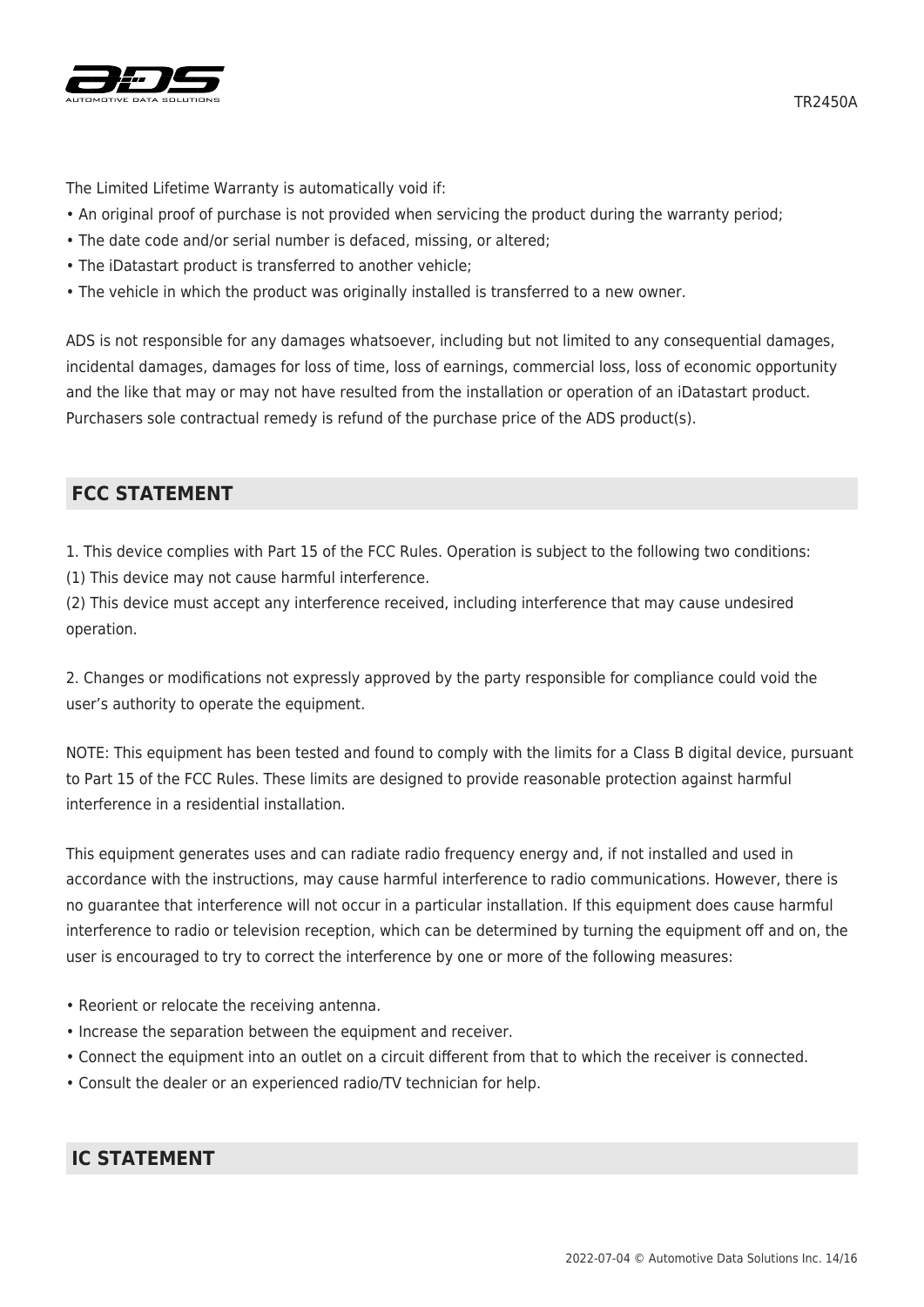The Limited Lifetime Warranty is automatically void if:

- An original proof of purchase is not provided when servicing the product during the warranty period;
- The date code and/or serial number is defaced, missing, or altered;
- The iDatastart product is transferred to another vehicle;
- The vehicle in which the product was originally installed is transferred to a new owner.

ADS is not responsible for any damages whatsoever, including but not limited to any consequential damages, incidental damages, damages for loss of time, loss of earnings, commercial loss, loss of economic opportunity and the like that may or may not have resulted from the installation or operation of an iDatastart product. Purchasers sole contractual remedy is refund of the purchase price of the ADS product(s).

## FCC STATEMENT

1. This device complies with Part 15 of the FCC Rules. Operation is subject to the following two conditions:
(1) This device may not cause harmful interference.
(2) This device must accept any interference received, including interference that may cause undesired operation.

2. Changes or modifications not expressly approved by the party responsible for compliance could void the user's authority to operate the equipment.

NOTE: This equipment has been tested and found to comply with the limits for a Class B digital device, pursuant to Part 15 of the FCC Rules. These limits are designed to provide reasonable protection against harmful interference in a residential installation.

This equipment generates uses and can radiate radio frequency energy and, if not installed and used in accordance with the instructions, may cause harmful interference to radio communications. However, there is no guarantee that interference will not occur in a particular installation. If this equipment does cause harmful interference to radio or television reception, which can be determined by turning the equipment off and on, the user is encouraged to try to correct the interference by one or more of the following measures:

- Reorient or relocate the receiving antenna.
- Increase the separation between the equipment and receiver.
- Connect the equipment into an outlet on a circuit different from that to which the receiver is connected.
- Consult the dealer or an experienced radio/TV technician for help.

## IC STATEMENT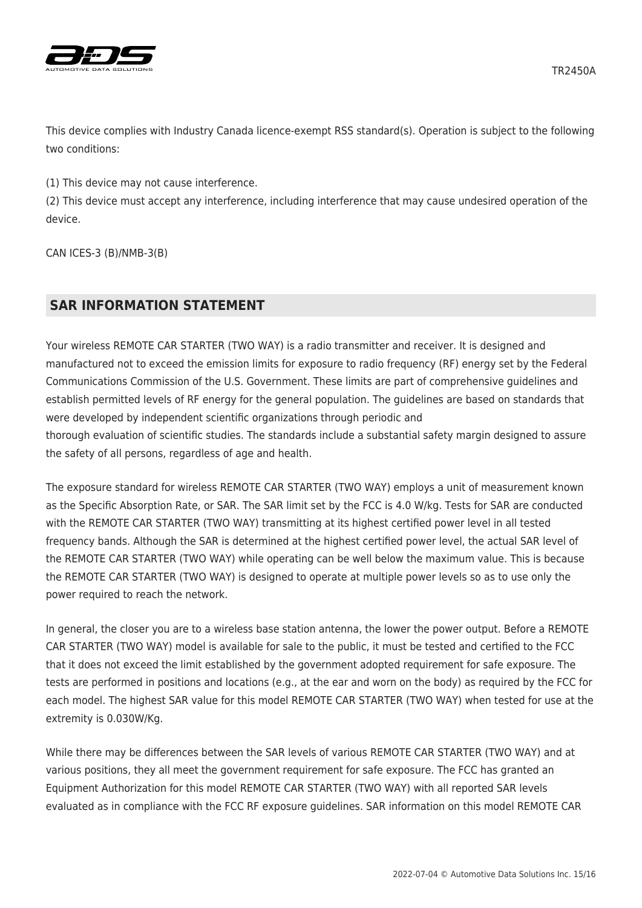This device complies with Industry Canada licence-exempt RSS standard(s). Operation is subject to the following two conditions:

(1) This device may not cause interference.
(2) This device must accept any interference, including interference that may cause undesired operation of the device.

CAN ICES-3 (B)/NMB-3(B)

## SAR INFORMATION STATEMENT

Your wireless REMOTE CAR STARTER (TWO WAY) is a radio transmitter and receiver. It is designed and manufactured not to exceed the emission limits for exposure to radio frequency (RF) energy set by the Federal Communications Commission of the U.S. Government. These limits are part of comprehensive guidelines and establish permitted levels of RF energy for the general population. The guidelines are based on standards that were developed by independent scientific organizations through periodic and
thorough evaluation of scientific studies. The standards include a substantial safety margin designed to assure the safety of all persons, regardless of age and health.

The exposure standard for wireless REMOTE CAR STARTER (TWO WAY) employs a unit of measurement known as the Specific Absorption Rate, or SAR. The SAR limit set by the FCC is 4.0 W/kg. Tests for SAR are conducted with the REMOTE CAR STARTER (TWO WAY) transmitting at its highest certified power level in all tested frequency bands. Although the SAR is determined at the highest certified power level, the actual SAR level of the REMOTE CAR STARTER (TWO WAY) while operating can be well below the maximum value. This is because the REMOTE CAR STARTER (TWO WAY) is designed to operate at multiple power levels so as to use only the power required to reach the network.

In general, the closer you are to a wireless base station antenna, the lower the power output. Before a REMOTE CAR STARTER (TWO WAY) model is available for sale to the public, it must be tested and certified to the FCC that it does not exceed the limit established by the government adopted requirement for safe exposure. The tests are performed in positions and locations (e.g., at the ear and worn on the body) as required by the FCC for each model. The highest SAR value for this model REMOTE CAR STARTER (TWO WAY) when tested for use at the extremity is 0.030W/Kg.

While there may be differences between the SAR levels of various REMOTE CAR STARTER (TWO WAY) and at various positions, they all meet the government requirement for safe exposure. The FCC has granted an Equipment Authorization for this model REMOTE CAR STARTER (TWO WAY) with all reported SAR levels evaluated as in compliance with the FCC RF exposure guidelines. SAR information on this model REMOTE CAR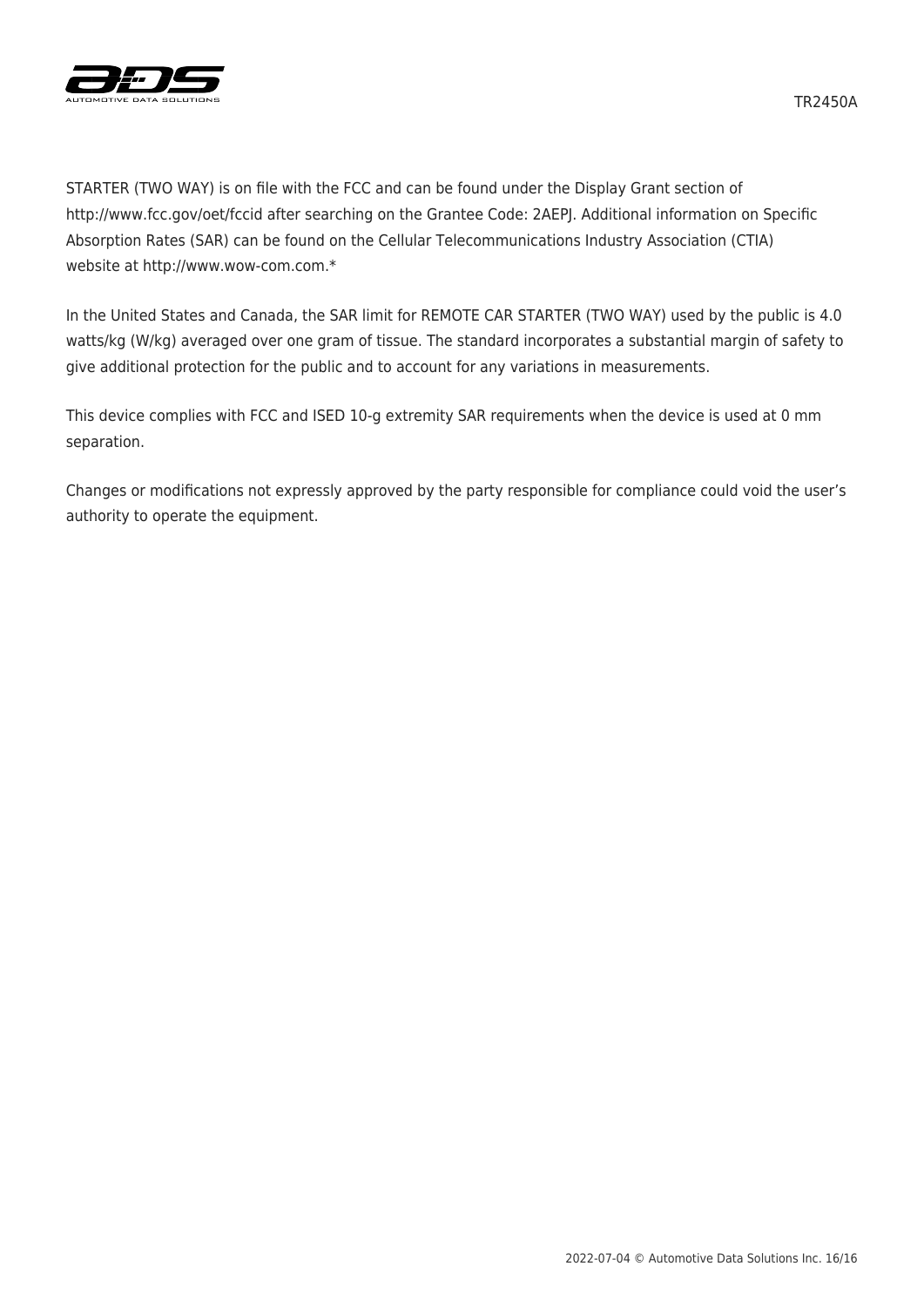STARTER (TWO WAY) is on file with the FCC and can be found under the Display Grant section of http://www.fcc.gov/oet/fccid after searching on the Grantee Code: 2AEPJ. Additional information on Specific Absorption Rates (SAR) can be found on the Cellular Telecommunications Industry Association (CTIA) website at http://www.wow-com.com.*

In the United States and Canada, the SAR limit for REMOTE CAR STARTER (TWO WAY) used by the public is 4.0 watts/kg (W/kg) averaged over one gram of tissue. The standard incorporates a substantial margin of safety to give additional protection for the public and to account for any variations in measurements.

This device complies with FCC and ISED 10-g extremity SAR requirements when the device is used at 0 mm separation.

Changes or modifications not expressly approved by the party responsible for compliance could void the user's authority to operate the equipment.